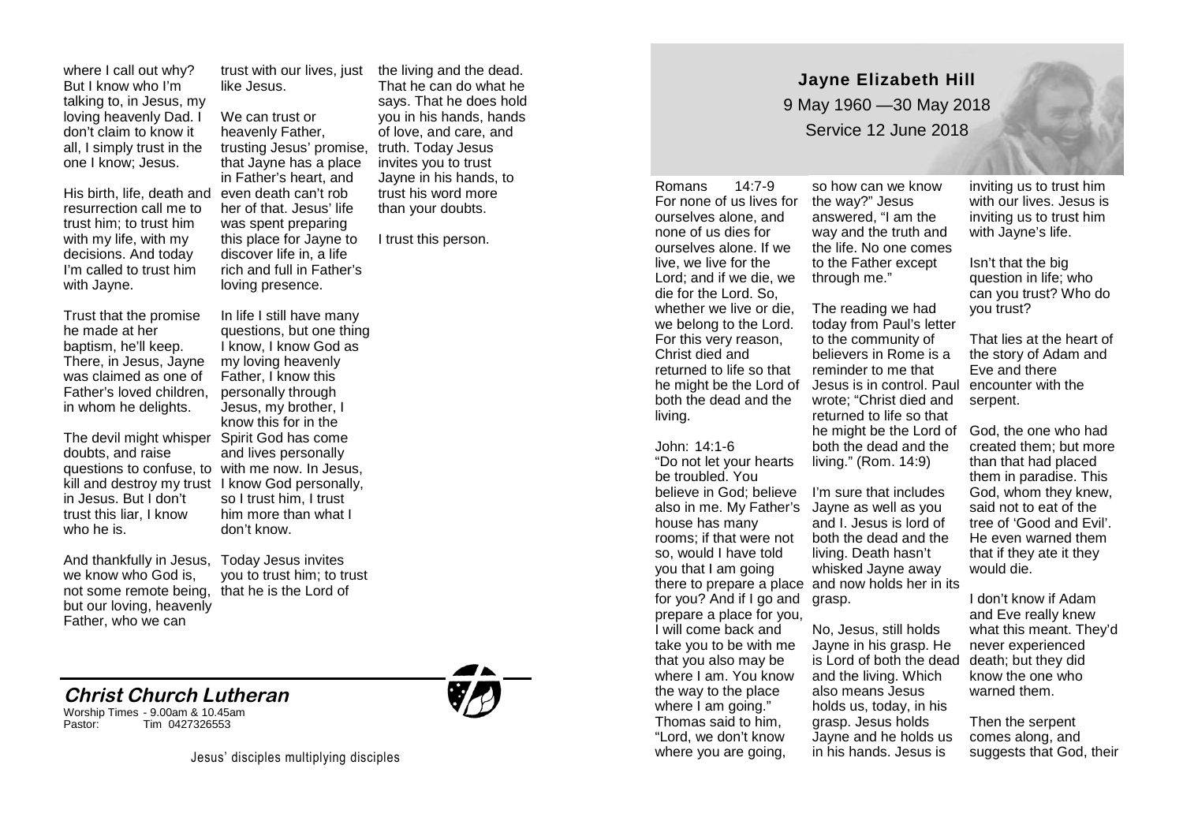where I call out why? But I know who I'm talking to, in Jesus, my loving heavenly Dad. I don't claim to know it all, I simply trust in the one I know; Jesus.

His birth, life, death and resurrection call me to trust him; to trust him with my life, with my decisions. And today I'm called to trust him with Jayne.

Trust that the promise he made at her baptism, he'll keep. There, in Jesus, Jayne was claimed as one of Father's loved children, in whom he delights.

The devil might whisper doubts, and raise questions to confuse, to kill and destroy my trust in Jesus. But I don't trust this liar, I know who he is.

And thankfully in Jesus, we know who God is, not some remote being, but our loving, heavenly Father, who we can trust with our lives, just like Jesus.

We can trust or heavenly Father, trusting Jesus' promise, that Jayne has a place in Father's heart, and even death can't rob her of that. Jesus' life was spent preparing this place for Jayne to discover life in, a life rich and full in Father's loving presence.

In life I still have many questions, but one thing I know, I know God as my loving heavenly Father, I know this personally through Jesus, my brother, I know this for in the Spirit God has come and lives personally with me now. In Jesus, I know God personally, so I trust him, I trust him more than what I don't know.

Today Jesus invites you to trust him; to trust that he is the Lord of the living and the dead. That he can do what he says. That he does hold you in his hands, hands of love, and care, and truth. Today Jesus invites you to trust Jayne in his hands, to trust his word more than your doubts.

I trust this person.

**Christ Church Lutheran**

Worship Times - 9.00am & 10.45am
Pastor: Tim 0427326553

Jesus' disciples multiplying disciples

# Jayne Elizabeth Hill

9 May 1960 —30 May 2018

Service 12 June 2018

Romans 14:7-9
For none of us lives for ourselves alone, and none of us dies for ourselves alone. If we live, we live for the Lord; and if we die, we die for the Lord. So, whether we live or die, we belong to the Lord. For this very reason, Christ died and returned to life so that he might be the Lord of both the dead and the living.

John: 14:1-6
"Do not let your hearts be troubled. You believe in God; believe also in me. My Father's house has many rooms; if that were not so, would I have told you that I am going there to prepare a place for you? And if I go and prepare a place for you, I will come back and take you to be with me that you also may be where I am. You know the way to the place where I am going." Thomas said to him, "Lord, we don't know where you are going, so how can we know the way?" Jesus answered, "I am the way and the truth and the life. No one comes to the Father except through me."

The reading we had today from Paul's letter to the community of believers in Rome is a reminder to me that Jesus is in control. Paul wrote; "Christ died and returned to life so that he might be the Lord of both the dead and the living." (Rom. 14:9)

I'm sure that includes Jayne as well as you and I. Jesus is lord of both the dead and the living. Death hasn't whisked Jayne away and now holds her in its grasp.

No, Jesus, still holds Jayne in his grasp. He is Lord of both the dead and the living. Which also means Jesus holds us, today, in his grasp. Jesus holds Jayne and he holds us in his hands. Jesus is inviting us to trust him with our lives. Jesus is inviting us to trust him with Jayne's life.

Isn't that the big question in life; who can you trust? Who do you trust?

That lies at the heart of the story of Adam and Eve and there encounter with the serpent.

God, the one who had created them; but more than that had placed them in paradise. This God, whom they knew, said not to eat of the tree of 'Good and Evil'. He even warned them that if they ate it they would die.

I don't know if Adam and Eve really knew what this meant. They'd never experienced death; but they did know the one who warned them.

Then the serpent comes along, and suggests that God, their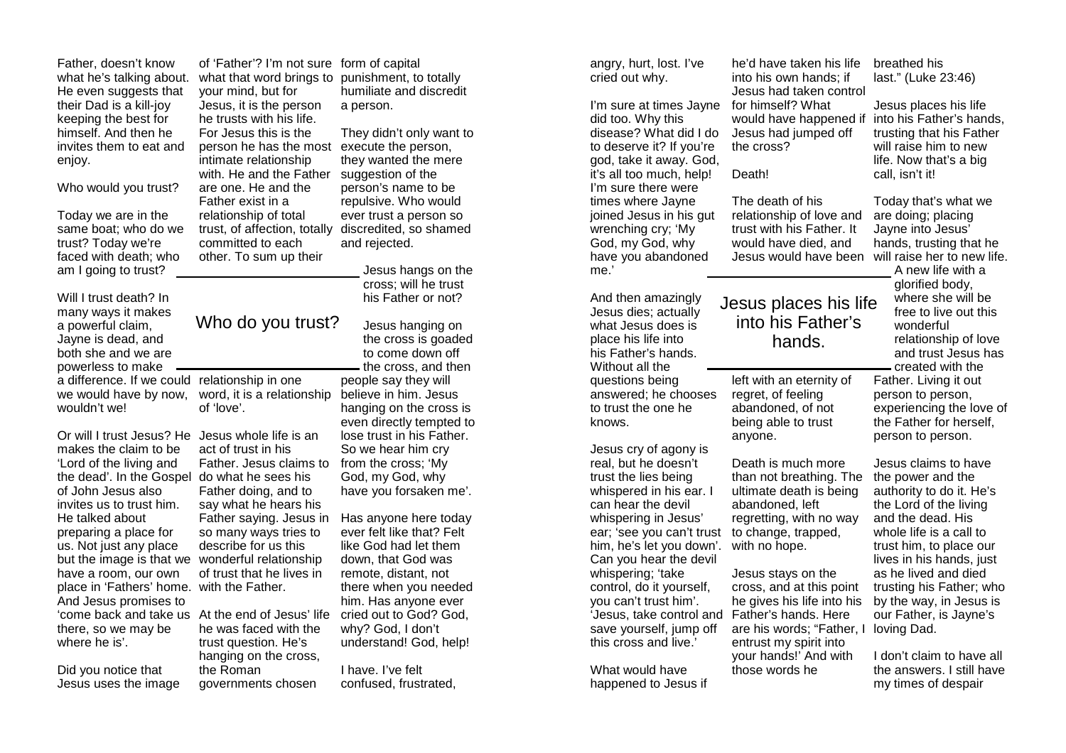Father, doesn't know what he's talking about. He even suggests that their Dad is a kill-joy keeping the best for himself. And then he invites them to eat and enjoy.

Who would you trust?

Today we are in the same boat; who do we trust? Today we're faced with death; who am I going to trust?

Will I trust death? In many ways it makes a powerful claim, Jayne is dead, and both she and we are powerless to make a difference. If we could we would have by now, wouldn't we!

Or will I trust Jesus? He makes the claim to be 'Lord of the living and the dead'. In the Gospel of John Jesus also invites us to trust him. He talked about preparing a place for us. Not just any place but the image is that we have a room, our own place in 'Fathers' home. And Jesus promises to 'come back and take us there, so we may be where he is'.

Did you notice that Jesus uses the image of 'Father'? I'm not sure what that word brings to your mind, but for Jesus, it is the person he trusts with his life. For Jesus this is the person he has the most intimate relationship with. He and the Father are one. He and the Father exist in a relationship of total trust, of affection, totally committed to each other. To sum up their relationship in one word, it is a relationship of 'love'.

## Who do you trust?

Jesus whole life is an act of trust in his Father. Jesus claims to do what he sees his Father doing, and to say what he hears his Father saying. Jesus in so many ways tries to describe for us this wonderful relationship of trust that he lives in with the Father.

At the end of Jesus' life he was faced with the trust question. He's hanging on the cross, the Roman governments chosen form of capital punishment, to totally humiliate and discredit a person.

They didn't only want to execute the person, they wanted the mere suggestion of the person's name to be repulsive. Who would ever trust a person so discredited, so shamed and rejected.

Jesus hangs on the cross; will he trust his Father or not?

Jesus hanging on the cross is goaded to come down off the cross, and then people say they will believe in him. Jesus hanging on the cross is even directly tempted to lose trust in his Father. So we hear him cry from the cross; 'My God, my God, why have you forsaken me'.

Has anyone here today ever felt like that? Felt like God had let them down, that God was remote, distant, not there when you needed him. Has anyone ever cried out to God? God, why? God, I don't understand! God, help!

I have. I've felt confused, frustrated, angry, hurt, lost. I've cried out why.

I'm sure at times Jayne did too. Why this disease? What did I do to deserve it? If you're god, take it away. God, it's all too much, help! I'm sure there were times where Jayne joined Jesus in his gut wrenching cry; 'My God, my God, why have you abandoned me.'

And then amazingly Jesus dies; actually what Jesus does is place his life into his Father's hands. Without all the questions being answered; he chooses to trust the one he knows.

## Jesus places his life into his Father's hands.

Jesus cry of agony is real, but he doesn't trust the lies being whispered in his ear. I can hear the devil whispering in Jesus' ear; 'see you can't trust him, he's let you down'. Can you hear the devil whispering; 'take control, do it yourself, you can't trust him'. 'Jesus, take control and save yourself, jump off this cross and live.'

What would have happened to Jesus if he'd have taken his life into his own hands; if Jesus had taken control for himself? What would have happened if Jesus had jumped off the cross?

Death!

The death of his relationship of love and trust with his Father. It would have died, and Jesus would have been left with an eternity of regret, of feeling abandoned, of not being able to trust anyone.

Death is much more than not breathing. The ultimate death is being abandoned, left regretting, with no way to change, trapped, with no hope.

Jesus stays on the cross, and at this point he gives his life into his Father's hands. Here are his words; "Father, I entrust my spirit into your hands!' And with those words he breathed his last." (Luke 23:46)

Jesus places his life into his Father's hands, trusting that his Father will raise him to new life. Now that's a big call, isn't it!

Today that's what we are doing; placing Jayne into Jesus' hands, trusting that he will raise her to new life. A new life with a glorified body, where she will be free to live out this wonderful relationship of love and trust Jesus has created with the Father. Living it out person to person, experiencing the love of the Father for herself, person to person.

Jesus claims to have the power and the authority to do it. He's the Lord of the living and the dead. His whole life is a call to trust him, to place our lives in his hands, just as he lived and died trusting his Father; who by the way, in Jesus is our Father, is Jayne's loving Dad.

I don't claim to have all the answers. I still have my times of despair